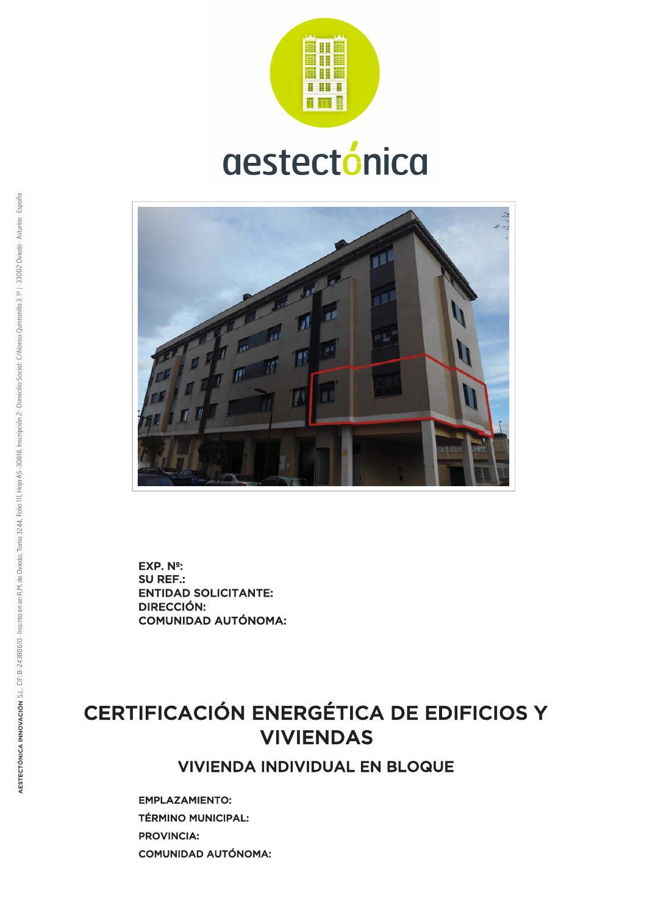aestectónica

**EXP. Nº:**
**SU REF.:**
**ENTIDAD SOLICITANTE:**
**DIRECCIÓN:**
**COMUNIDAD AUTÓNOMA:**

# CERTIFICACIÓN ENERGÉTICA DE EDIFICIOS Y VIVIENDAS

## VIVIENDA INDIVIDUAL EN BLOQUE

**EMPLAZAMIENTO:**

**TÉRMINO MUNICIPAL:**

**PROVINCIA:**

**COMUNIDAD AUTÓNOMA:**

**AESTECTÓNICA INNOVACIÓN** S.L. CIF: B-24380610 · Inscrita en en R.M. de Oviedo, Tomo 3244, Folio 111, Hoja AS-30818, Inscripción 2 · Domicilio Social: C/Alonso Quintanilla 3, 1º J · 33002 Oviedo · Asturias · España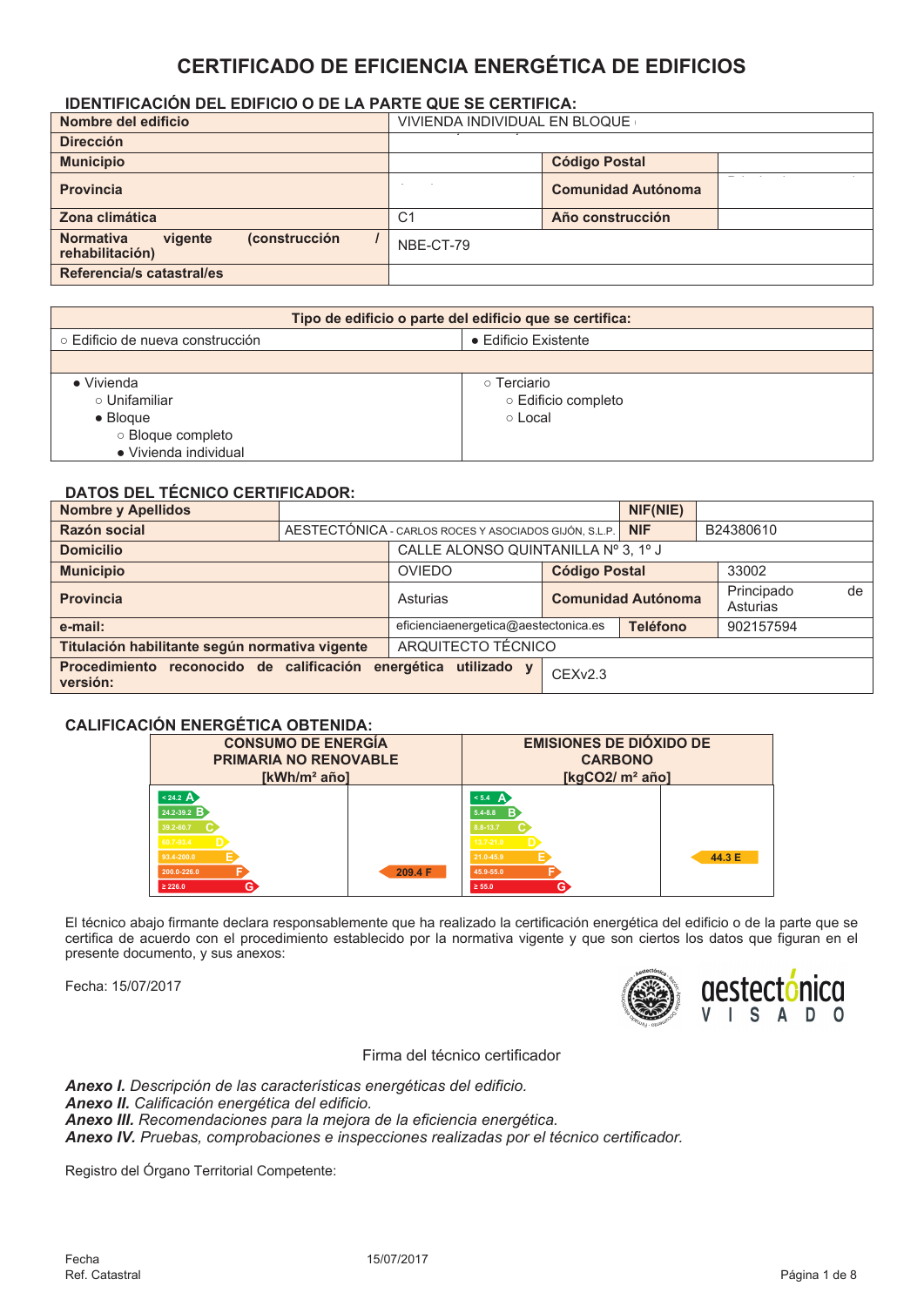# CERTIFICADO DE EFICIENCIA ENERGÉTICA DE EDIFICIOS

## IDENTIFICACIÓN DEL EDIFICIO O DE LA PARTE QUE SE CERTIFICA:

| | | | |
|---|---|---|---|
| **Nombre del edificio** | VIVIENDA INDIVIDUAL EN BLOQUE | | |
| **Dirección** | | | |
| **Municipio** | | **Código Postal** | |
| **Provincia** | | **Comunidad Autónoma** | |
| **Zona climática** | C1 | **Año construcción** | |
| **Normativa vigente (construcción / rehabilitación)** | NBE-CT-79 | | |
| **Referencia/s catastral/es** | | | |

| Tipo de edificio o parte del edificio que se certifica: | |
|---|---|
| ○ Edificio de nueva construcción | ● Edificio Existente |
| | |
| ● Vivienda<br>○ Unifamiliar<br>● Bloque<br>○ Bloque completo<br>● Vivienda individual | ○ Terciario<br>○ Edificio completo<br>○ Local |

## DATOS DEL TÉCNICO CERTIFICADOR:

| | | | |
|---|---|---|---|
| **Nombre y Apellidos** | | **NIF(NIE)** | |
| **Razón social** | AESTECTÓNICA - CARLOS ROCES Y ASOCIADOS GIJÓN, S.L.P. | **NIF** | B24380610 |
| **Domicilio** | CALLE ALONSO QUINTANILLA Nº 3, 1º J | | |
| **Municipio** | OVIEDO | **Código Postal** | 33002 |
| **Provincia** | Asturias | **Comunidad Autónoma** | Principado de Asturias |
| **e-mail:** | eficienciaenergetica@aestectonica.es | **Teléfono** | 902157594 |
| **Titulación habilitante según normativa vigente** | ARQUITECTO TÉCNICO | | |
| **Procedimiento reconocido de calificación energética utilizado y versión:** | CEXv2.3 | | |

## CALIFICACIÓN ENERGÉTICA OBTENIDA:

| CONSUMO DE ENERGÍA PRIMARIA NO RENOVABLE [kWh/m² año] | | EMISIONES DE DIÓXIDO DE CARBONO [kgCO2/ m² año] | |
|---|---|---|---|
| < 24.2 A | | < 5.4 A | |
| 24.2-39.2 B | | 5.4-8.8 B | |
| 39.2-60.7 C | | 8.8-13.7 C | |
| 60.7-93.4 D | | 13.7-21.0 D | |
| 93.4-200.0 E | | 21.0-45.9 E | 44.3 E |
| 200.0-226.0 F | 209.4 F | 45.9-55.0 F | |
| ≥ 226.0 G | | ≥ 55.0 G | |

El técnico abajo firmante declara responsablemente que ha realizado la certificación energética del edificio o de la parte que se certifica de acuerdo con el procedimiento establecido por la normativa vigente y que son ciertos los datos que figuran en el presente documento, y sus anexos:

Fecha: 15/07/2017

aestectónica VISADO

Firma del técnico certificador

***Anexo I.*** *Descripción de las características energéticas del edificio.*
***Anexo II.*** *Calificación energética del edificio.*
***Anexo III.*** *Recomendaciones para la mejora de la eficiencia energética.*
***Anexo IV.*** *Pruebas, comprobaciones e inspecciones realizadas por el técnico certificador.*

Registro del Órgano Territorial Competente:

Fecha 15/07/2017
Ref. Catastral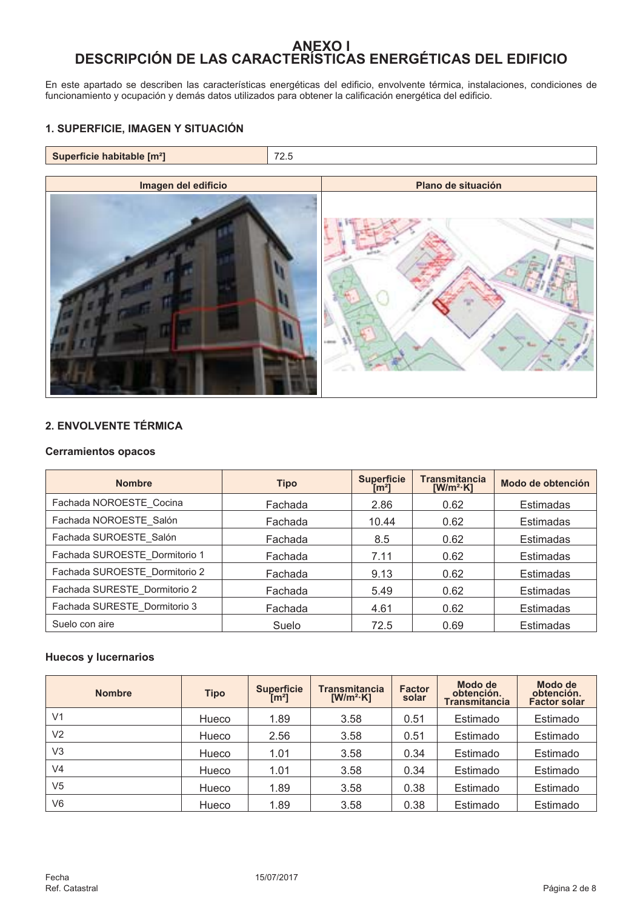# ANEXO I
# DESCRIPCIÓN DE LAS CARACTERÍSTICAS ENERGÉTICAS DEL EDIFICIO

En este apartado se describen las características energéticas del edificio, envolvente térmica, instalaciones, condiciones de funcionamiento y ocupación y demás datos utilizados para obtener la calificación energética del edificio.

## 1. SUPERFICIE, IMAGEN Y SITUACIÓN

| Superficie habitable [m²] | 72.5 |
|---|---|

| Imagen del edificio | Plano de situación |
|---|---|
| | |

## 2. ENVOLVENTE TÉRMICA

### Cerramientos opacos

| Nombre | Tipo | Superficie [m²] | Transmitancia [W/m²·K] | Modo de obtención |
|---|---|---|---|---|
| Fachada NOROESTE_Cocina | Fachada | 2.86 | 0.62 | Estimadas |
| Fachada NOROESTE_Salón | Fachada | 10.44 | 0.62 | Estimadas |
| Fachada SUROESTE_Salón | Fachada | 8.5 | 0.62 | Estimadas |
| Fachada SUROESTE_Dormitorio 1 | Fachada | 7.11 | 0.62 | Estimadas |
| Fachada SUROESTE_Dormitorio 2 | Fachada | 9.13 | 0.62 | Estimadas |
| Fachada SURESTE_Dormitorio 2 | Fachada | 5.49 | 0.62 | Estimadas |
| Fachada SURESTE_Dormitorio 3 | Fachada | 4.61 | 0.62 | Estimadas |
| Suelo con aire | Suelo | 72.5 | 0.69 | Estimadas |

### Huecos y lucernarios

| Nombre | Tipo | Superficie [m²] | Transmitancia [W/m²·K] | Factor solar | Modo de obtención. Transmitancia | Modo de obtención. Factor solar |
|---|---|---|---|---|---|---|
| V1 | Hueco | 1.89 | 3.58 | 0.51 | Estimado | Estimado |
| V2 | Hueco | 2.56 | 3.58 | 0.51 | Estimado | Estimado |
| V3 | Hueco | 1.01 | 3.58 | 0.34 | Estimado | Estimado |
| V4 | Hueco | 1.01 | 3.58 | 0.34 | Estimado | Estimado |
| V5 | Hueco | 1.89 | 3.58 | 0.38 | Estimado | Estimado |
| V6 | Hueco | 1.89 | 3.58 | 0.38 | Estimado | Estimado |

Fecha 15/07/2017
Ref. Catastral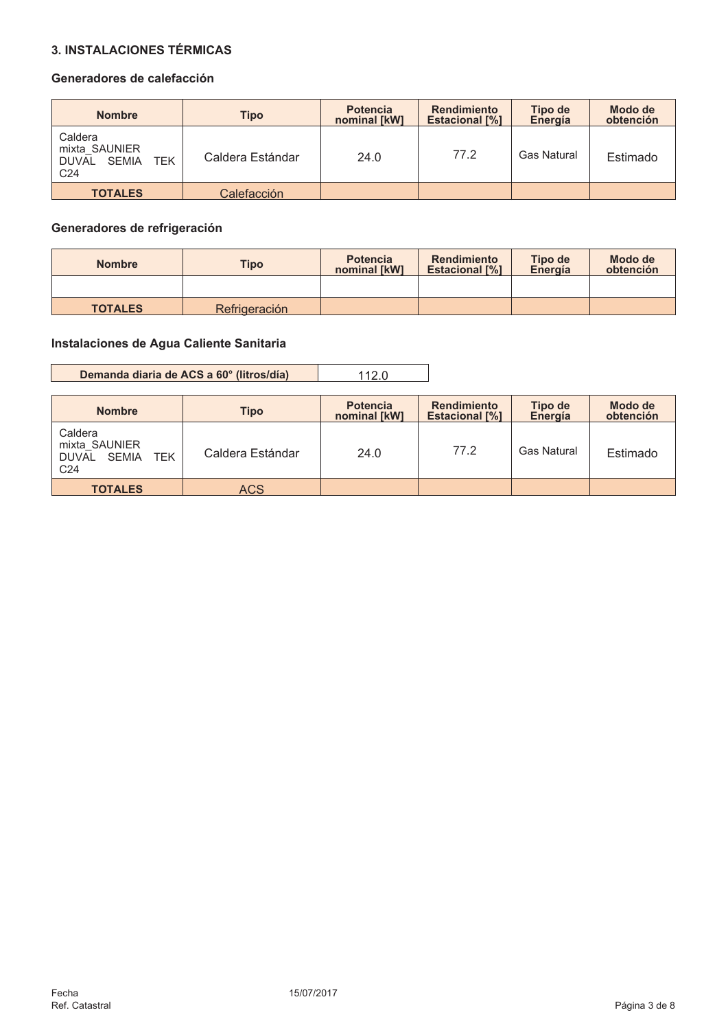## 3. INSTALACIONES TÉRMICAS

### Generadores de calefacción

| Nombre | Tipo | Potencia nominal [kW] | Rendimiento Estacional [%] | Tipo de Energía | Modo de obtención |
|---|---|---|---|---|---|
| Caldera mixta_SAUNIER DUVAL SEMIA TEK C24 | Caldera Estándar | 24.0 | 77.2 | Gas Natural | Estimado |
| **TOTALES** | Calefacción | | | | |

### Generadores de refrigeración

| Nombre | Tipo | Potencia nominal [kW] | Rendimiento Estacional [%] | Tipo de Energía | Modo de obtención |
|---|---|---|---|---|---|
| | | | | | |
| **TOTALES** | Refrigeración | | | | |

### Instalaciones de Agua Caliente Sanitaria

| Demanda diaria de ACS a 60° (litros/día) | 112.0 |
|---|---|

| Nombre | Tipo | Potencia nominal [kW] | Rendimiento Estacional [%] | Tipo de Energía | Modo de obtención |
|---|---|---|---|---|---|
| Caldera mixta_SAUNIER DUVAL SEMIA TEK C24 | Caldera Estándar | 24.0 | 77.2 | Gas Natural | Estimado |
| **TOTALES** | ACS | | | | |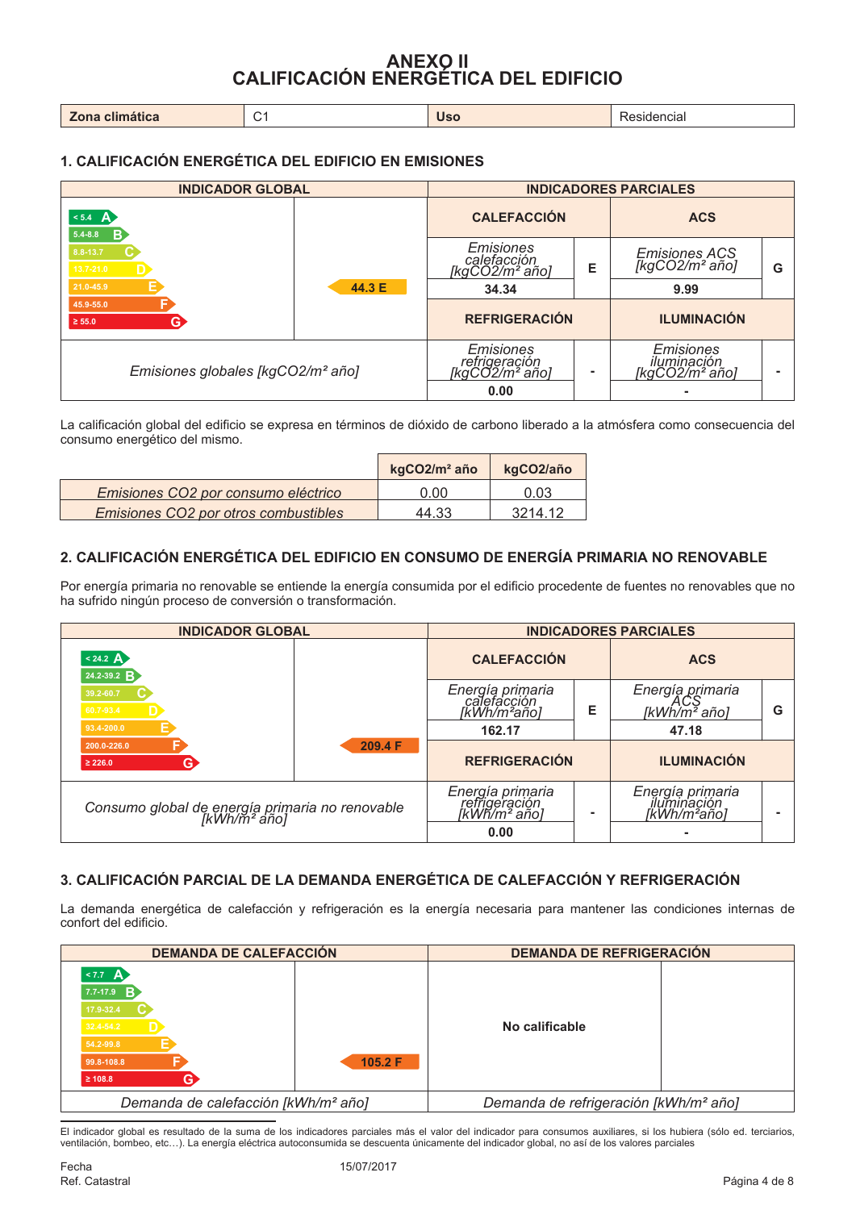# ANEXO II
# CALIFICACIÓN ENERGÉTICA DEL EDIFICIO

| Zona climática | C1 | Uso | Residencial |
|---|---|---|---|

## 1. CALIFICACIÓN ENERGÉTICA DEL EDIFICIO EN EMISIONES

| INDICADOR GLOBAL | | INDICADORES PARCIALES | | | |
|---|---|---|---|---|---|
| < 5.4 A<br>5.4-8.8 B<br>8.8-13.7 C<br>13.7-21.0 D<br>21.0-45.9 E<br>45.9-55.0 F<br>≥ 55.0 G | 44.3 E | **CALEFACCIÓN** | | **ACS** | |
| | | *Emisiones calefacción [kgCO2/m² año]* | E | *Emisiones ACS [kgCO2/m² año]* | G |
| | | **34.34** | | **9.99** | |
| | | **REFRIGERACIÓN** | | **ILUMINACIÓN** | |
| *Emisiones globales [kgCO2/m² año]* | | *Emisiones refrigeración [kgCO2/m² año]* | - | *Emisiones iluminación [kgCO2/m² año]* | - |
| | | **0.00** | | **-** | |

La calificación global del edificio se expresa en términos de dióxido de carbono liberado a la atmósfera como consecuencia del consumo energético del mismo.

| | kgCO2/m² año | kgCO2/año |
|---|---|---|
| *Emisiones CO2 por consumo eléctrico* | 0.00 | 0.03 |
| *Emisiones CO2 por otros combustibles* | 44.33 | 3214.12 |

## 2. CALIFICACIÓN ENERGÉTICA DEL EDIFICIO EN CONSUMO DE ENERGÍA PRIMARIA NO RENOVABLE

Por energía primaria no renovable se entiende la energía consumida por el edificio procedente de fuentes no renovables que no ha sufrido ningún proceso de conversión o transformación.

| INDICADOR GLOBAL | | INDICADORES PARCIALES | | | |
|---|---|---|---|---|---|
| < 24.2 A<br>24.2-39.2 B<br>39.2-60.7 C<br>60.7-93.4 D<br>93.4-200.0 E<br>200.0-226.0 F<br>≥ 226.0 G | 209.4 F | **CALEFACCIÓN** | | **ACS** | |
| | | *Energía primaria calefacción [kWh/m²año]* | E | *Energía primaria ACS [kWh/m² año]* | G |
| | | **162.17** | | **47.18** | |
| | | **REFRIGERACIÓN** | | **ILUMINACIÓN** | |
| *Consumo global de energía primaria no renovable [kWh/m² año]* | | *Energía primaria refrigeración [kWh/m² año]* | - | *Energía primaria iluminación [kWh/m²año]* | - |
| | | **0.00** | | **-** | |

## 3. CALIFICACIÓN PARCIAL DE LA DEMANDA ENERGÉTICA DE CALEFACCIÓN Y REFRIGERACIÓN

La demanda energética de calefacción y refrigeración es la energía necesaria para mantener las condiciones internas de confort del edificio.

| DEMANDA DE CALEFACCIÓN | | DEMANDA DE REFRIGERACIÓN | |
|---|---|---|---|
| < 7.7 A<br>7.7-17.9 B<br>17.9-32.4 C<br>32.4-54.2 D<br>54.2-99.8 E<br>99.8-108.8 F<br>≥ 108.8 G | 105.2 F | **No calificable** | |
| *Demanda de calefacción [kWh/m² año]* | | *Demanda de refrigeración [kWh/m² año]* | |

El indicador global es resultado de la suma de los indicadores parciales más el valor del indicador para consumos auxiliares, si los hubiera (sólo ed. terciarios, ventilación, bombeo, etc…). La energía eléctrica autoconsumida se descuenta únicamente del indicador global, no así de los valores parciales

Fecha 15/07/2017
Ref. Catastral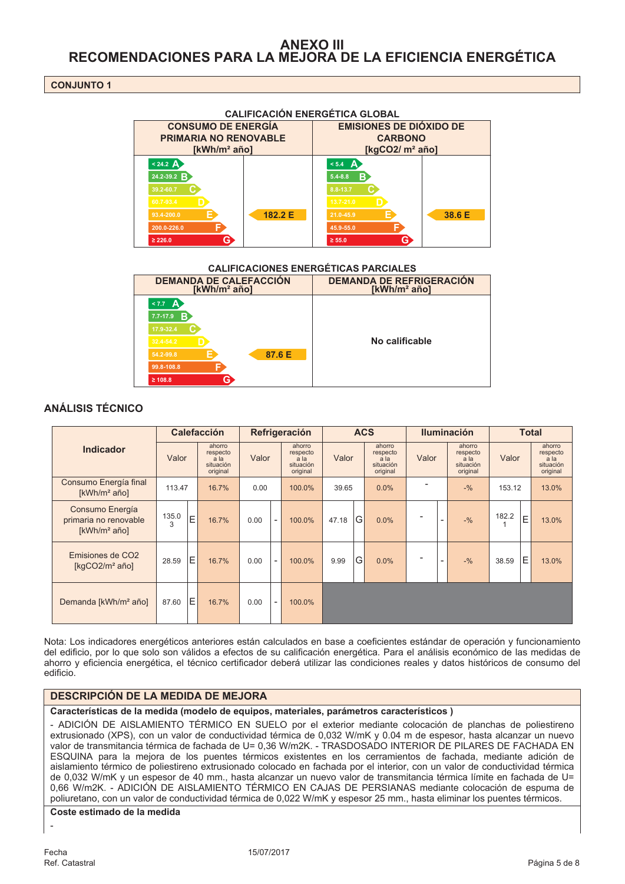# ANEXO III
# RECOMENDACIONES PARA LA MEJORA DE LA EFICIENCIA ENERGÉTICA

## CONJUNTO 1

### CALIFICACIÓN ENERGÉTICA GLOBAL

| CONSUMO DE ENERGÍA PRIMARIA NO RENOVABLE [kWh/m² año] | | EMISIONES DE DIÓXIDO DE CARBONO [kgCO2/ m² año] | |
|---|---|---|---|
| < 24.2 A | | < 5.4 A | |
| 24.2-39.2 B | | 5.4-8.8 B | |
| 39.2-60.7 C | | 8.8-13.7 C | |
| 60.7-93.4 D | | 13.7-21.0 D | |
| 93.4-200.0 E | 182.2 E | 21.0-45.9 E | 38.6 E |
| 200.0-226.0 F | | 45.9-55.0 F | |
| ≥ 226.0 G | | ≥ 55.0 G | |

### CALIFICACIONES ENERGÉTICAS PARCIALES

| DEMANDA DE CALEFACCIÓN [kWh/m² año] | | DEMANDA DE REFRIGERACIÓN [kWh/m² año] |
|---|---|---|
| < 7.7 A | | No calificable |
| 7.7-17.9 B | | |
| 17.9-32.4 C | | |
| 32.4-54.2 D | | |
| 54.2-99.8 E | 87.6 E | |
| 99.8-108.8 F | | |
| ≥ 108.8 G | | |

## ANÁLISIS TÉCNICO

| Indicador | Calefacción | | | Refrigeración | | | ACS | | | Iluminación | | | Total | | |
|---|---|---|---|---|---|---|---|---|---|---|---|---|---|---|---|
| | Valor | | ahorro respecto a la situación original | Valor | | ahorro respecto a la situación original | Valor | | ahorro respecto a la situación original | Valor | | ahorro respecto a la situación original | Valor | | ahorro respecto a la situación original |
| Consumo Energía final [kWh/m² año] | 113.47 | | 16.7% | 0.00 | | 100.0% | 39.65 | | 0.0% | - | | -% | 153.12 | | 13.0% |
| Consumo Energía primaria no renovable [kWh/m² año] | 135.03 | E | 16.7% | 0.00 | - | 100.0% | 47.18 | G | 0.0% | - | - | -% | 182.21 | E | 13.0% |
| Emisiones de CO2 [kgCO2/m² año] | 28.59 | E | 16.7% | 0.00 | - | 100.0% | 9.99 | G | 0.0% | - | - | -% | 38.59 | E | 13.0% |
| Demanda [kWh/m² año] | 87.60 | E | 16.7% | 0.00 | - | 100.0% | | | | | | | | | |

Nota: Los indicadores energéticos anteriores están calculados en base a coeficientes estándar de operación y funcionamiento del edificio, por lo que solo son válidos a efectos de su calificación energética. Para el análisis económico de las medidas de ahorro y eficiencia energética, el técnico certificador deberá utilizar las condiciones reales y datos históricos de consumo del edificio.

## DESCRIPCIÓN DE LA MEDIDA DE MEJORA

**Características de la medida (modelo de equipos, materiales, parámetros característicos )**

- ADICIÓN DE AISLAMIENTO TÉRMICO EN SUELO por el exterior mediante colocación de planchas de poliestireno extrusionado (XPS), con un valor de conductividad térmica de 0,032 W/mK y 0.04 m de espesor, hasta alcanzar un nuevo valor de transmitancia térmica de fachada de U= 0,36 W/m2K. - TRASDOSADO INTERIOR DE PILARES DE FACHADA EN ESQUINA para la mejora de los puentes térmicos existentes en los cerramientos de fachada, mediante adición de aislamiento térmico de poliestireno extrusionado colocado en fachada por el interior, con un valor de conductividad térmica de 0,032 W/mK y un espesor de 40 mm., hasta alcanzar un nuevo valor de transmitancia térmica límite en fachada de U= 0,66 W/m2K. - ADICIÓN DE AISLAMIENTO TÉRMICO EN CAJAS DE PERSIANAS mediante colocación de espuma de poliuretano, con un valor de conductividad térmica de 0,022 W/mK y espesor 25 mm., hasta eliminar los puentes térmicos.

**Coste estimado de la medida**

-

Fecha 15/07/2017
Ref. Catastral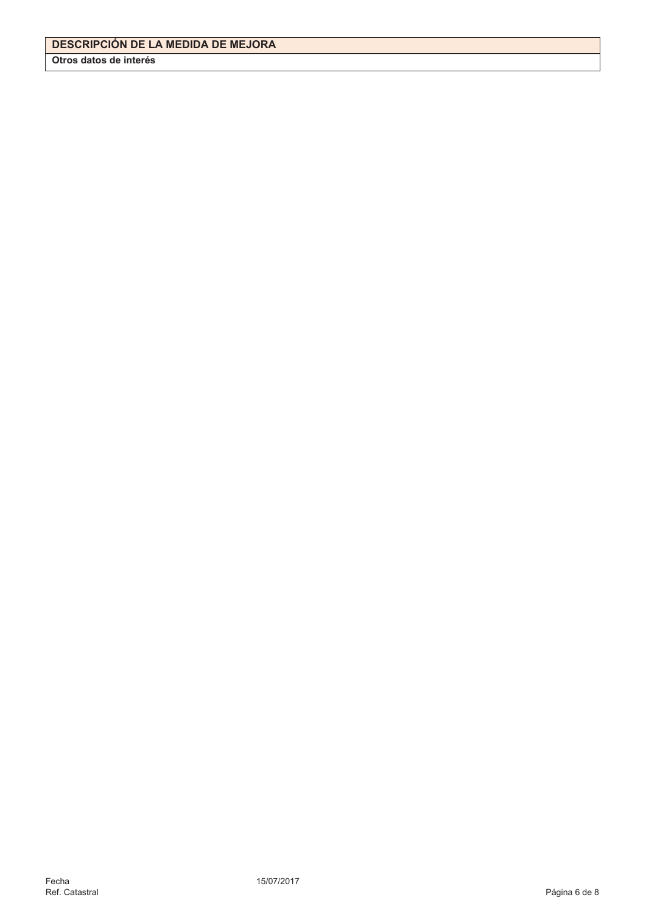## DESCRIPCIÓN DE LA MEDIDA DE MEJORA

**Otros datos de interés**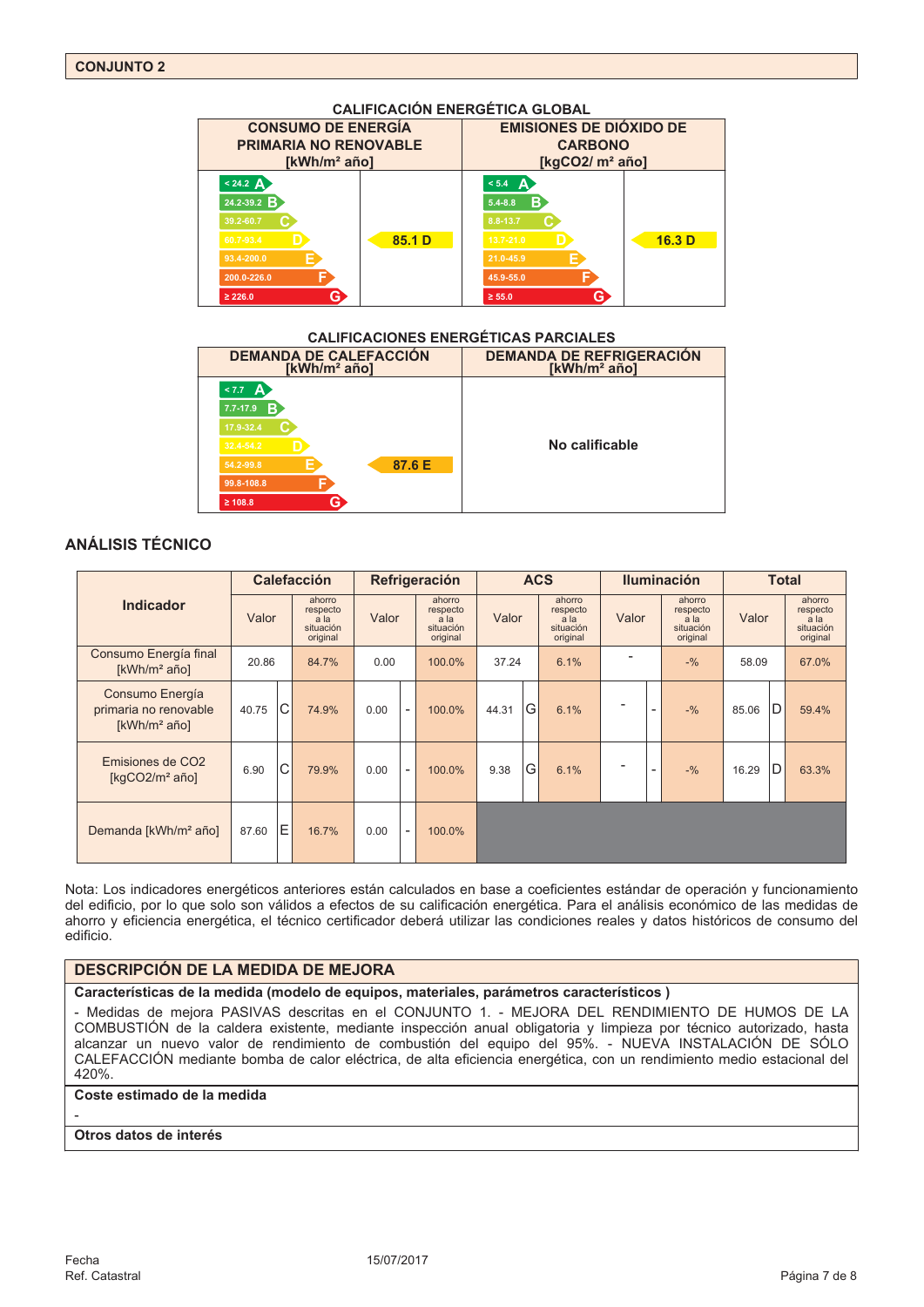## CONJUNTO 2

### CALIFICACIÓN ENERGÉTICA GLOBAL

| CONSUMO DE ENERGÍA PRIMARIA NO RENOVABLE [kWh/m² año] | | EMISIONES DE DIÓXIDO DE CARBONO [kgCO2/ m² año] | |
|---|---|---|---|
| < 24.2 A | | < 5.4 A | |
| 24.2-39.2 B | | 5.4-8.8 B | |
| 39.2-60.7 C | | 8.8-13.7 C | |
| 60.7-93.4 D | 85.1 D | 13.7-21.0 D | 16.3 D |
| 93.4-200.0 E | | 21.0-45.9 E | |
| 200.0-226.0 F | | 45.9-55.0 F | |
| ≥ 226.0 G | | ≥ 55.0 G | |

### CALIFICACIONES ENERGÉTICAS PARCIALES

| DEMANDA DE CALEFACCIÓN [kWh/m² año] | | DEMANDA DE REFRIGERACIÓN [kWh/m² año] |
|---|---|---|
| < 7.7 A | | No calificable |
| 7.7-17.9 B | | |
| 17.9-32.4 C | | |
| 32.4-54.2 D | | |
| 54.2-99.8 E | 87.6 E | |
| 99.8-108.8 F | | |
| ≥ 108.8 G | | |

## ANÁLISIS TÉCNICO

| Indicador | Calefacción | | | Refrigeración | | | ACS | | | Iluminación | | | Total | | |
|---|---|---|---|---|---|---|---|---|---|---|---|---|---|---|---|
| | Valor | | ahorro respecto a la situación original | Valor | | ahorro respecto a la situación original | Valor | | ahorro respecto a la situación original | Valor | | ahorro respecto a la situación original | Valor | | ahorro respecto a la situación original |
| Consumo Energía final [kWh/m² año] | 20.86 | | 84.7% | 0.00 | | 100.0% | 37.24 | | 6.1% | - | | -% | 58.09 | | 67.0% |
| Consumo Energía primaria no renovable [kWh/m² año] | 40.75 | C | 74.9% | 0.00 | - | 100.0% | 44.31 | G | 6.1% | - | - | -% | 85.06 | D | 59.4% |
| Emisiones de CO2 [kgCO2/m² año] | 6.90 | C | 79.9% | 0.00 | - | 100.0% | 9.38 | G | 6.1% | - | - | -% | 16.29 | D | 63.3% |
| Demanda [kWh/m² año] | 87.60 | E | 16.7% | 0.00 | - | 100.0% | | | | | | | | | |

Nota: Los indicadores energéticos anteriores están calculados en base a coeficientes estándar de operación y funcionamiento del edificio, por lo que solo son válidos a efectos de su calificación energética. Para el análisis económico de las medidas de ahorro y eficiencia energética, el técnico certificador deberá utilizar las condiciones reales y datos históricos de consumo del edificio.

## DESCRIPCIÓN DE LA MEDIDA DE MEJORA

**Características de la medida (modelo de equipos, materiales, parámetros característicos )**

- Medidas de mejora PASIVAS descritas en el CONJUNTO 1. - MEJORA DEL RENDIMIENTO DE HUMOS DE LA COMBUSTIÓN de la caldera existente, mediante inspección anual obligatoria y limpieza por técnico autorizado, hasta alcanzar un nuevo valor de rendimiento de combustión del equipo del 95%. - NUEVA INSTALACIÓN DE SÓLO CALEFACCIÓN mediante bomba de calor eléctrica, de alta eficiencia energética, con un rendimiento medio estacional del 420%.

**Coste estimado de la medida**

-

**Otros datos de interés**

Fecha 15/07/2017

Ref. Catastral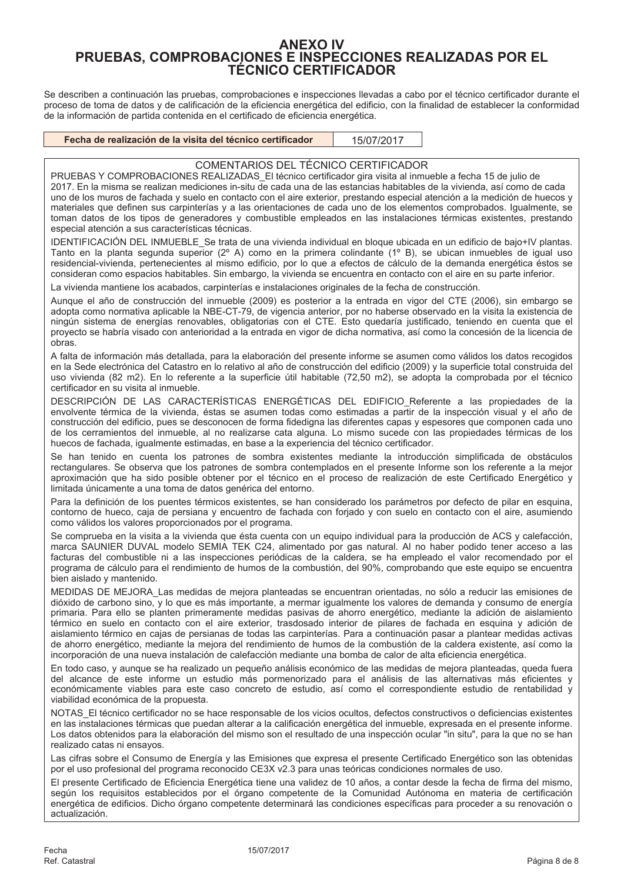# ANEXO IV
# PRUEBAS, COMPROBACIONES E INSPECCIONES REALIZADAS POR EL TÉCNICO CERTIFICADOR

Se describen a continuación las pruebas, comprobaciones e inspecciones llevadas a cabo por el técnico certificador durante el proceso de toma de datos y de calificación de la eficiencia energética del edificio, con la finalidad de establecer la conformidad de la información de partida contenida en el certificado de eficiencia energética.

| **Fecha de realización de la visita del técnico certificador** | 15/07/2017 |
| --- | --- |

## COMENTARIOS DEL TÉCNICO CERTIFICADOR

PRUEBAS Y COMPROBACIONES REALIZADAS_El técnico certificador gira visita al inmueble a fecha 15 de julio de 2017. En la misma se realizan mediciones in-situ de cada una de las estancias habitables de la vivienda, así como de cada uno de los muros de fachada y suelo en contacto con el aire exterior, prestando especial atención a la medición de huecos y materiales que definen sus carpinterías y a las orientaciones de cada uno de los elementos comprobados. Igualmente, se toman datos de los tipos de generadores y combustible empleados en las instalaciones térmicas existentes, prestando especial atención a sus características técnicas.

IDENTIFICACIÓN DEL INMUEBLE_Se trata de una vivienda individual en bloque ubicada en un edificio de bajo+IV plantas. Tanto en la planta segunda superior (2º A) como en la primera colindante (1º B), se ubican inmuebles de igual uso residencial-vivienda, pertenecientes al mismo edificio, por lo que a efectos de cálculo de la demanda energética éstos se consideran como espacios habitables. Sin embargo, la vivienda se encuentra en contacto con el aire en su parte inferior.

La vivienda mantiene los acabados, carpinterías e instalaciones originales de la fecha de construcción.

Aunque el año de construcción del inmueble (2009) es posterior a la entrada en vigor del CTE (2006), sin embargo se adopta como normativa aplicable la NBE-CT-79, de vigencia anterior, por no haberse observado en la visita la existencia de ningún sistema de energías renovables, obligatorias con el CTE. Esto quedaría justificado, teniendo en cuenta que el proyecto se habría visado con anterioridad a la entrada en vigor de dicha normativa, así como la concesión de la licencia de obras.

A falta de información más detallada, para la elaboración del presente informe se asumen como válidos los datos recogidos en la Sede electrónica del Catastro en lo relativo al año de construcción del edificio (2009) y la superficie total construida del uso vivienda (82 m2). En lo referente a la superficie útil habitable (72,50 m2), se adopta la comprobada por el técnico certificador en su visita al inmueble.

DESCRIPCIÓN DE LAS CARACTERÍSTICAS ENERGÉTICAS DEL EDIFICIO_Referente a las propiedades de la envolvente térmica de la vivienda, éstas se asumen todas como estimadas a partir de la inspección visual y el año de construcción del edificio, pues se desconocen de forma fidedigna las diferentes capas y espesores que componen cada uno de los cerramientos del inmueble, al no realizarse cata alguna. Lo mismo sucede con las propiedades térmicas de los huecos de fachada, igualmente estimadas, en base a la experiencia del técnico certificador.

Se han tenido en cuenta los patrones de sombra existentes mediante la introducción simplificada de obstáculos rectangulares. Se observa que los patrones de sombra contemplados en el presente Informe son los referente a la mejor aproximación que ha sido posible obtener por el técnico en el proceso de realización de este Certificado Energético y limitada únicamente a una toma de datos genérica del entorno.

Para la definición de los puentes térmicos existentes, se han considerado los parámetros por defecto de pilar en esquina, contorno de hueco, caja de persiana y encuentro de fachada con forjado y con suelo en contacto con el aire, asumiendo como válidos los valores proporcionados por el programa.

Se comprueba en la visita a la vivienda que ésta cuenta con un equipo individual para la producción de ACS y calefacción, marca SAUNIER DUVAL modelo SEMIA TEK C24, alimentado por gas natural. Al no haber podido tener acceso a las facturas del combustible ni a las inspecciones periódicas de la caldera, se ha empleado el valor recomendado por el programa de cálculo para el rendimiento de humos de la combustión, del 90%, comprobando que este equipo se encuentra bien aislado y mantenido.

MEDIDAS DE MEJORA_Las medidas de mejora planteadas se encuentran orientadas, no sólo a reducir las emisiones de dióxido de carbono sino, y lo que es más importante, a mermar igualmente los valores de demanda y consumo de energía primaria. Para ello se planten primeramente medidas pasivas de ahorro energético, mediante la adición de aislamiento térmico en suelo en contacto con el aire exterior, trasdosado interior de pilares de fachada en esquina y adición de aislamiento térmico en cajas de persianas de todas las carpinterías. Para a continuación pasar a plantear medidas activas de ahorro energético, mediante la mejora del rendimiento de humos de la combustión de la caldera existente, así como la incorporación de una nueva instalación de calefacción mediante una bomba de calor de alta eficiencia energética.

En todo caso, y aunque se ha realizado un pequeño análisis económico de las medidas de mejora planteadas, queda fuera del alcance de este informe un estudio más pormenorizado para el análisis de las alternativas más eficientes y económicamente viables para este caso concreto de estudio, así como el correspondiente estudio de rentabilidad y viabilidad económica de la propuesta.

NOTAS_El técnico certificador no se hace responsable de los vicios ocultos, defectos constructivos o deficiencias existentes en las instalaciones térmicas que puedan alterar a la calificación energética del inmueble, expresada en el presente informe. Los datos obtenidos para la elaboración del mismo son el resultado de una inspección ocular "in situ", para la que no se han realizado catas ni ensayos.

Las cifras sobre el Consumo de Energía y las Emisiones que expresa el presente Certificado Energético son las obtenidas por el uso profesional del programa reconocido CE3X v2.3 para unas teóricas condiciones normales de uso.

El presente Certificado de Eficiencia Energética tiene una validez de 10 años, a contar desde la fecha de firma del mismo, según los requisitos establecidos por el órgano competente de la Comunidad Autónoma en materia de certificación energética de edificios. Dicho órgano competente determinará las condiciones específicas para proceder a su renovación o actualización.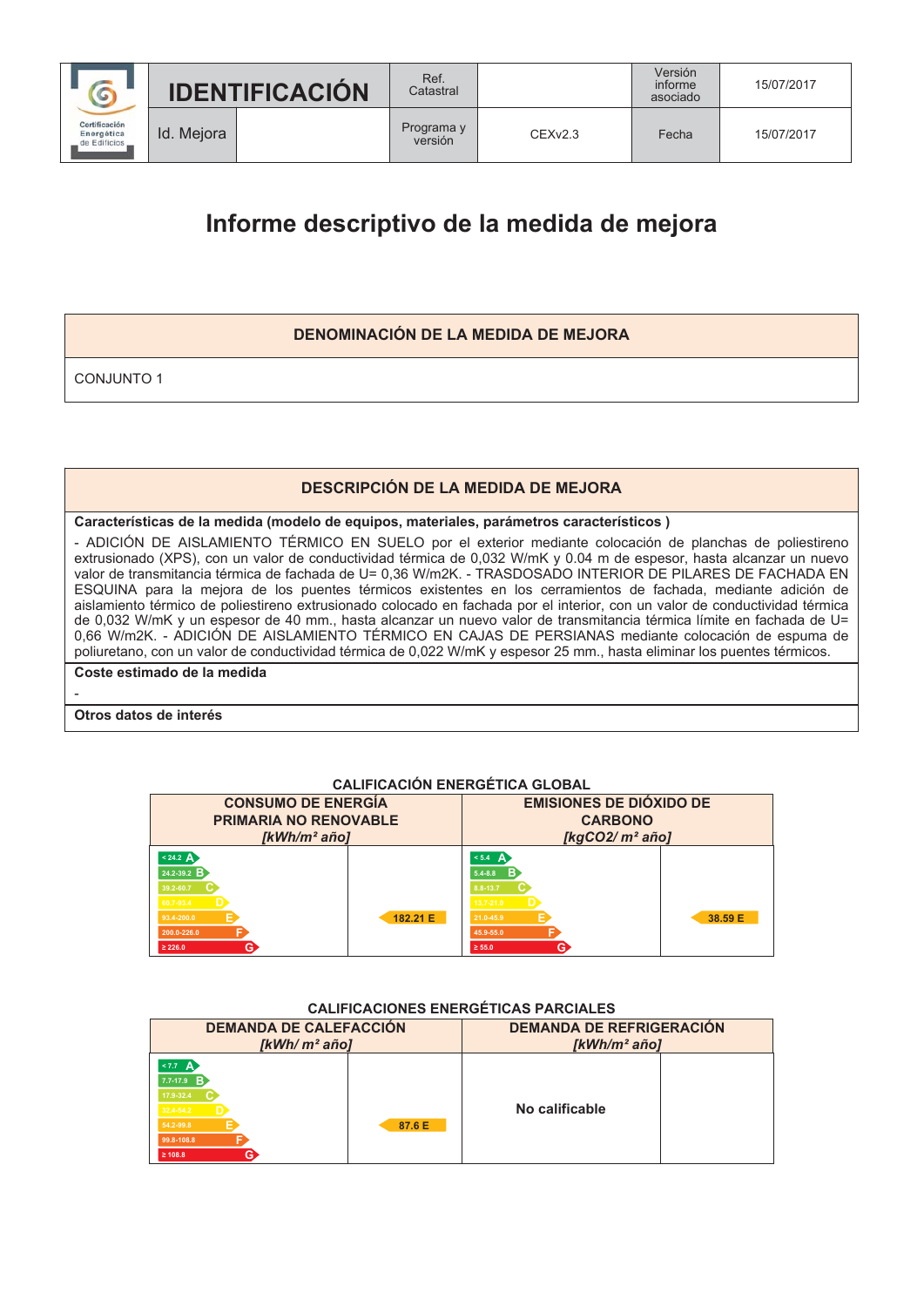| | IDENTIFICACIÓN | | Ref. Catastral | | Versión informe asociado | 15/07/2017 |
|---|---|---|---|---|---|---|
| | Id. Mejora | | Programa y versión | CEXv2.3 | Fecha | 15/07/2017 |

# Informe descriptivo de la medida de mejora

| DENOMINACIÓN DE LA MEDIDA DE MEJORA |
|---|
| CONJUNTO 1 |

| DESCRIPCIÓN DE LA MEDIDA DE MEJORA |
|---|
| **Características de la medida (modelo de equipos, materiales, parámetros característicos )** |
| - ADICIÓN DE AISLAMIENTO TÉRMICO EN SUELO por el exterior mediante colocación de planchas de poliestireno extrusionado (XPS), con un valor de conductividad térmica de 0,032 W/mK y 0.04 m de espesor, hasta alcanzar un nuevo valor de transmitancia térmica de fachada de U= 0,36 W/m2K. - TRASDOSADO INTERIOR DE PILARES DE FACHADA EN ESQUINA para la mejora de los puentes térmicos existentes en los cerramientos de fachada, mediante adición de aislamiento térmico de poliestireno extrusionado colocado en fachada por el interior, con un valor de conductividad térmica de 0,032 W/mK y un espesor de 40 mm., hasta alcanzar un nuevo valor de transmitancia térmica límite en fachada de U= 0,66 W/m2K. - ADICIÓN DE AISLAMIENTO TÉRMICO EN CAJAS DE PERSIANAS mediante colocación de espuma de poliuretano, con un valor de conductividad térmica de 0,022 W/mK y espesor 25 mm., hasta eliminar los puentes térmicos. |
| **Coste estimado de la medida** |
| - |
| **Otros datos de interés** |

## CALIFICACIÓN ENERGÉTICA GLOBAL

| CONSUMO DE ENERGÍA PRIMARIA NO RENOVABLE *[kWh/m² año]* | | EMISIONES DE DIÓXIDO DE CARBONO *[kgCO2/ m² año]* | |
|---|---|---|---|
| < 24.2 A | | < 5.4 A | |
| 24.2-39.2 B | | 5.4-8.8 B | |
| 39.2-60.7 C | | 8.8-13.7 C | |
| 60.7-93.4 D | | 13.7-21.0 D | |
| 93.4-200.0 E | 182.21 E | 21.0-45.9 E | 38.59 E |
| 200.0-226.0 F | | 45.9-55.0 F | |
| ≥ 226.0 G | | ≥ 55.0 G | |

## CALIFICACIONES ENERGÉTICAS PARCIALES

| DEMANDA DE CALEFACCIÓN *[kWh/ m² año]* | | DEMANDA DE REFRIGERACIÓN *[kWh/m² año]* | |
|---|---|---|---|
| < 7.7 A | | | |
| 7.7-17.9 B | | | |
| 17.9-32.4 C | | | |
| 32.4-54.2 D | | No calificable | |
| 54.2-99.8 E | 87.6 E | | |
| 99.8-108.8 F | | | |
| ≥ 108.8 G | | | |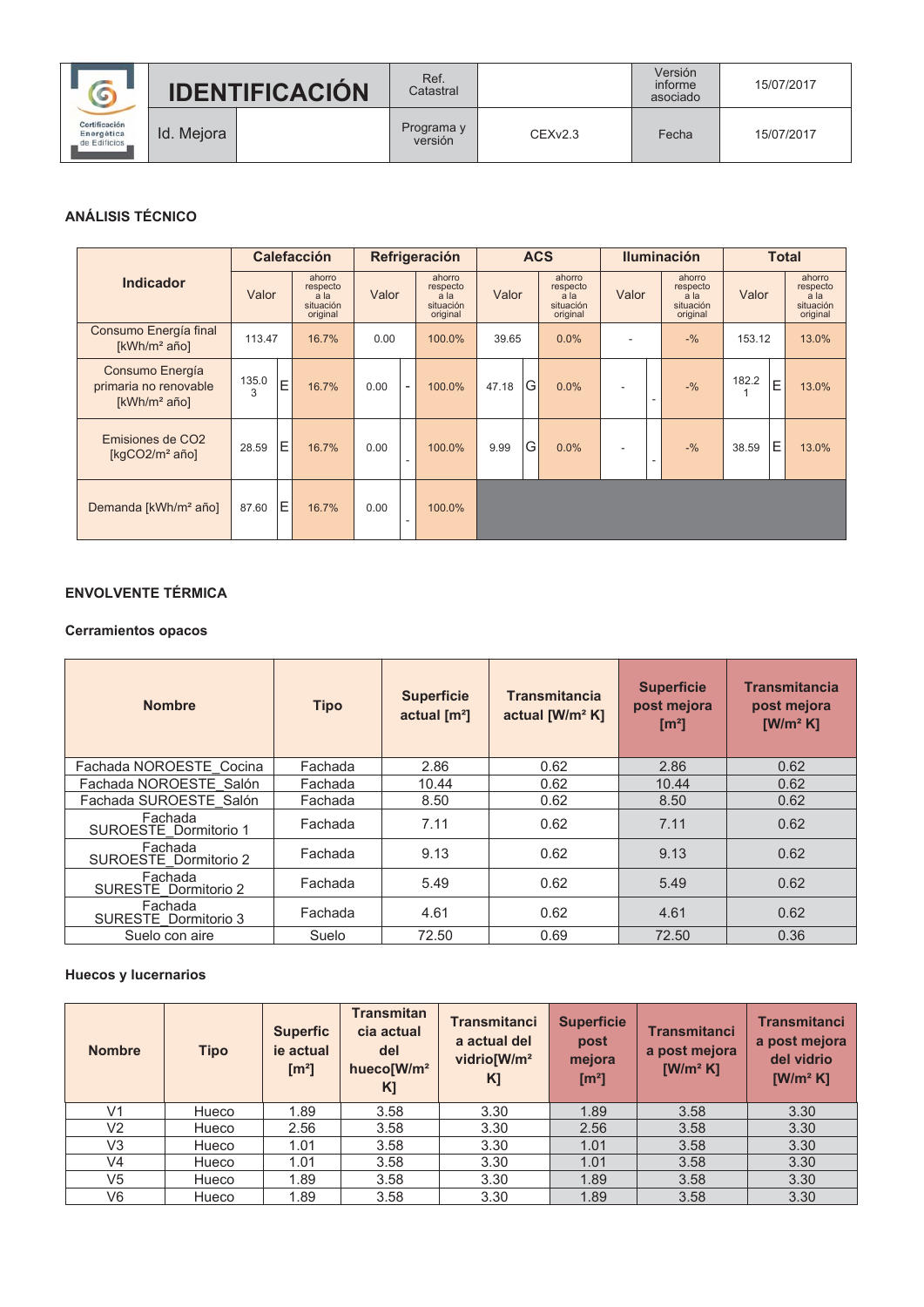| Certificación Energética de Edificios | IDENTIFICACIÓN | Ref. Catastral | | Versión informe asociado | 15/07/2017 |
|---|---|---|---|---|---|
| | Id. Mejora | Programa y versión | CEXv2.3 | Fecha | 15/07/2017 |

## ANÁLISIS TÉCNICO

| Indicador | Calefacción | | | Refrigeración | | | ACS | | | Iluminación | | | Total | | |
|---|---|---|---|---|---|---|---|---|---|---|---|---|---|---|---|
| | Valor | | ahorro respecto a la situación original | Valor | | ahorro respecto a la situación original | Valor | | ahorro respecto a la situación original | Valor | | ahorro respecto a la situación original | Valor | | ahorro respecto a la situación original |
| Consumo Energía final [kWh/m² año] | 113.47 | | 16.7% | 0.00 | | 100.0% | 39.65 | | 0.0% | - | | -% | 153.12 | | 13.0% |
| Consumo Energía primaria no renovable [kWh/m² año] | 135.03 | E | 16.7% | 0.00 | - | 100.0% | 47.18 | G | 0.0% | - | - | -% | 182.21 | E | 13.0% |
| Emisiones de CO2 [kgCO2/m² año] | 28.59 | E | 16.7% | 0.00 | - | 100.0% | 9.99 | G | 0.0% | - | - | -% | 38.59 | E | 13.0% |
| Demanda [kWh/m² año] | 87.60 | E | 16.7% | 0.00 | - | 100.0% | | | | | | | | | |

## ENVOLVENTE TÉRMICA

### Cerramientos opacos

| Nombre | Tipo | Superficie actual [m²] | Transmitancia actual [W/m² K] | Superficie post mejora [m²] | Transmitancia post mejora [W/m² K] |
|---|---|---|---|---|---|
| Fachada NOROESTE_Cocina | Fachada | 2.86 | 0.62 | 2.86 | 0.62 |
| Fachada NOROESTE_Salón | Fachada | 10.44 | 0.62 | 10.44 | 0.62 |
| Fachada SUROESTE_Salón | Fachada | 8.50 | 0.62 | 8.50 | 0.62 |
| Fachada SUROESTE_Dormitorio 1 | Fachada | 7.11 | 0.62 | 7.11 | 0.62 |
| Fachada SUROESTE_Dormitorio 2 | Fachada | 9.13 | 0.62 | 9.13 | 0.62 |
| Fachada SURESTE_Dormitorio 2 | Fachada | 5.49 | 0.62 | 5.49 | 0.62 |
| Fachada SURESTE_Dormitorio 3 | Fachada | 4.61 | 0.62 | 4.61 | 0.62 |
| Suelo con aire | Suelo | 72.50 | 0.69 | 72.50 | 0.36 |

### Huecos y lucernarios

| Nombre | Tipo | Superficie actual [m²] | Transmitancia actual del hueco[W/m² K] | Transmitancia actual del vidrio[W/m² K] | Superficie post mejora [m²] | Transmitancia post mejora [W/m² K] | Transmitancia post mejora del vidrio [W/m² K] |
|---|---|---|---|---|---|---|---|
| V1 | Hueco | 1.89 | 3.58 | 3.30 | 1.89 | 3.58 | 3.30 |
| V2 | Hueco | 2.56 | 3.58 | 3.30 | 2.56 | 3.58 | 3.30 |
| V3 | Hueco | 1.01 | 3.58 | 3.30 | 1.01 | 3.58 | 3.30 |
| V4 | Hueco | 1.01 | 3.58 | 3.30 | 1.01 | 3.58 | 3.30 |
| V5 | Hueco | 1.89 | 3.58 | 3.30 | 1.89 | 3.58 | 3.30 |
| V6 | Hueco | 1.89 | 3.58 | 3.30 | 1.89 | 3.58 | 3.30 |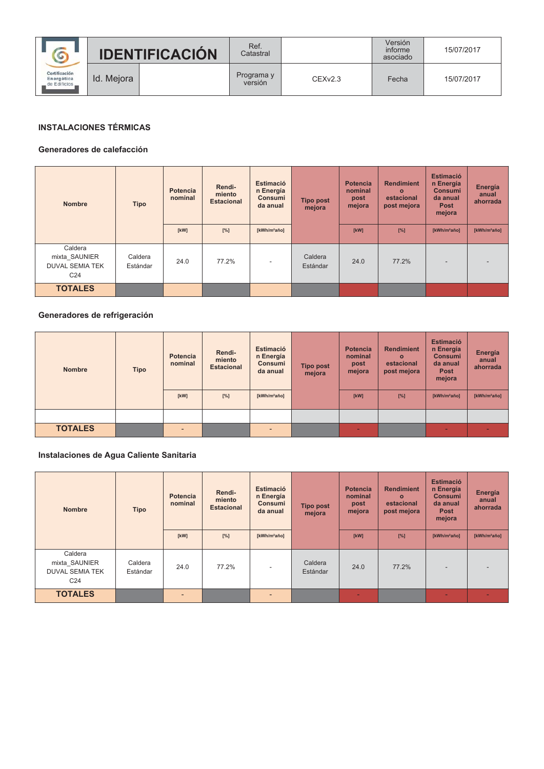| IDENTIFICACIÓN | | Ref. Catastral | | Versión informe asociado | 15/07/2017 |
|---|---|---|---|---|---|
| Id. Mejora | | Programa y versión | CEXv2.3 | Fecha | 15/07/2017 |

## INSTALACIONES TÉRMICAS

### Generadores de calefacción

| Nombre | Tipo | Potencia nominal [kW] | Rendi-miento Estacional [%] | Estimación Energía Consumida anual [kWh/m²año] | Tipo post mejora | Potencia nominal post mejora [kW] | Rendimiento estacional post mejora [%] | Estimación Energía Consumida anual Post mejora [kWh/m²año] | Energía anual ahorrada [kWh/m²año] |
|---|---|---|---|---|---|---|---|---|---|
| Caldera mixta_SAUNIER DUVAL SEMIA TEK C24 | Caldera Estándar | 24.0 | 77.2% | - | Caldera Estándar | 24.0 | 77.2% | - | - |
| **TOTALES** | | | | | | | | | |

### Generadores de refrigeración

| Nombre | Tipo | Potencia nominal [kW] | Rendi-miento Estacional [%] | Estimación Energía Consumida anual [kWh/m²año] | Tipo post mejora | Potencia nominal post mejora [kW] | Rendimiento estacional post mejora [%] | Estimación Energía Consumida anual Post mejora [kWh/m²año] | Energía anual ahorrada [kWh/m²año] |
|---|---|---|---|---|---|---|---|---|---|
| | | | | | | | | | |
| **TOTALES** | | - | | - | | - | | - | - |

### Instalaciones de Agua Caliente Sanitaria

| Nombre | Tipo | Potencia nominal [kW] | Rendi-miento Estacional [%] | Estimación Energía Consumida anual [kWh/m²año] | Tipo post mejora | Potencia nominal post mejora [kW] | Rendimiento estacional post mejora [%] | Estimación Energía Consumida anual Post mejora [kWh/m²año] | Energía anual ahorrada [kWh/m²año] |
|---|---|---|---|---|---|---|---|---|---|
| Caldera mixta_SAUNIER DUVAL SEMIA TEK C24 | Caldera Estándar | 24.0 | 77.2% | - | Caldera Estándar | 24.0 | 77.2% | - | - |
| **TOTALES** | | - | | - | | - | | - | - |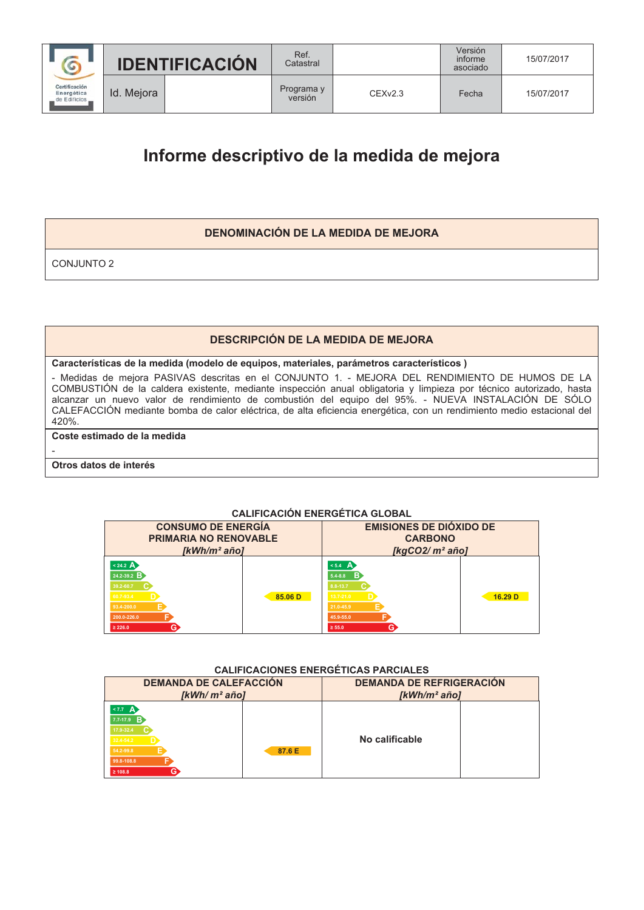| IDENTIFICACIÓN | | Ref. Catastral | | Versión informe asociado | 15/07/2017 |
|---|---|---|---|---|---|
| Id. Mejora | | Programa y versión | CEXv2.3 | Fecha | 15/07/2017 |

# Informe descriptivo de la medida de mejora

| DENOMINACIÓN DE LA MEDIDA DE MEJORA |
|---|
| CONJUNTO 2 |

| DESCRIPCIÓN DE LA MEDIDA DE MEJORA |
|---|
| **Características de la medida (modelo de equipos, materiales, parámetros característicos )** |
| - Medidas de mejora PASIVAS descritas en el CONJUNTO 1. - MEJORA DEL RENDIMIENTO DE HUMOS DE LA COMBUSTIÓN de la caldera existente, mediante inspección anual obligatoria y limpieza por técnico autorizado, hasta alcanzar un nuevo valor de rendimiento de combustión del equipo del 95%. - NUEVA INSTALACIÓN DE SÓLO CALEFACCIÓN mediante bomba de calor eléctrica, de alta eficiencia energética, con un rendimiento medio estacional del 420%. |
| **Coste estimado de la medida** |
| - |
| **Otros datos de interés** |
| |

**CALIFICACIÓN ENERGÉTICA GLOBAL**

| CONSUMO DE ENERGÍA PRIMARIA NO RENOVABLE *[kWh/m² año]* | | EMISIONES DE DIÓXIDO DE CARBONO *[kgCO2/ m² año]* | |
|---|---|---|---|
| < 24.2 A<br>24.2-39.2 B<br>39.2-60.7 C<br>60.7-93.4 D<br>93.4-200.0 E<br>200.0-226.0 F<br>≥ 226.0 G | 85.06 D | < 5.4 A<br>5.4-8.8 B<br>8.8-13.7 C<br>13.7-21.0 D<br>21.0-45.9 E<br>45.9-55.0 F<br>≥ 55.0 G | 16.29 D |

**CALIFICACIONES ENERGÉTICAS PARCIALES**

| DEMANDA DE CALEFACCIÓN *[kWh/ m² año]* | | DEMANDA DE REFRIGERACIÓN *[kWh/m² año]* | |
|---|---|---|---|
| < 7.7 A<br>7.7-17.9 B<br>17.9-32.4 C<br>32.4-54.2 D<br>54.2-99.8 E<br>99.8-108.8 F<br>≥ 108.8 G | 87.6 E | No calificable | |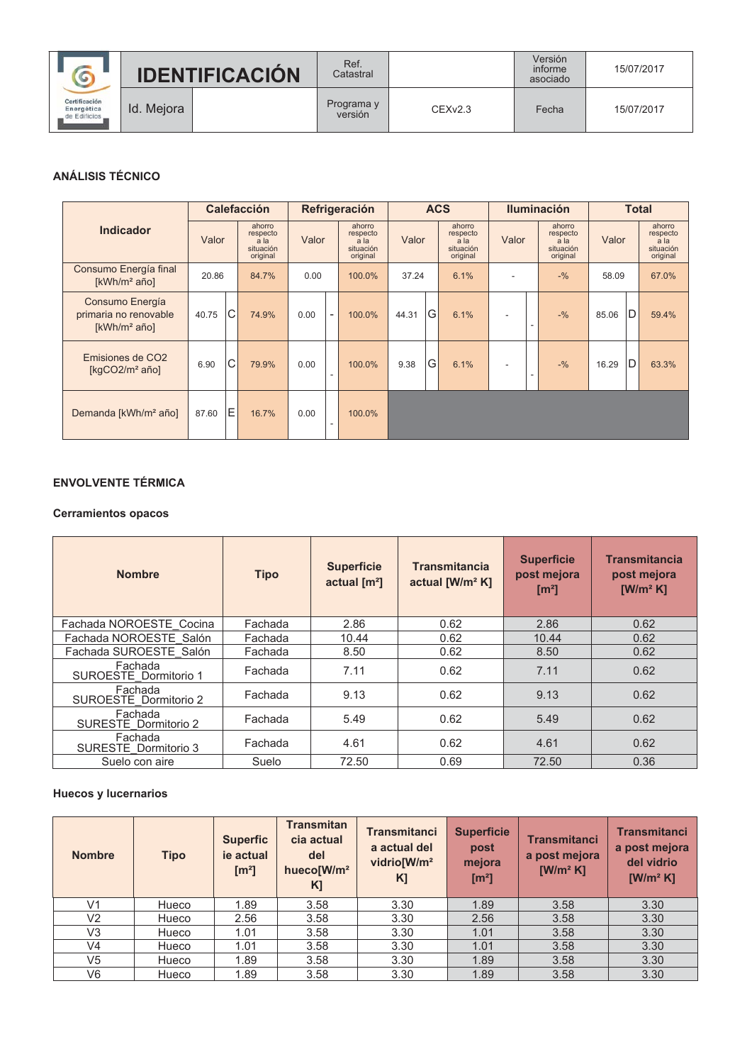| | IDENTIFICACIÓN | | Ref. Catastral | | Versión informe asociado | 15/07/2017 |
|---|---|---|---|---|---|---|
| Certificación Energética de Edificios | Id. Mejora | | Programa y versión | CEXv2.3 | Fecha | 15/07/2017 |

### ANÁLISIS TÉCNICO

| Indicador | Calefacción | | | Refrigeración | | | ACS | | | Iluminación | | | Total | | |
|---|---|---|---|---|---|---|---|---|---|---|---|---|---|---|---|
| | Valor | | ahorro respecto a la situación original | Valor | | ahorro respecto a la situación original | Valor | | ahorro respecto a la situación original | Valor | | ahorro respecto a la situación original | Valor | | ahorro respecto a la situación original |
| Consumo Energía final [kWh/m² año] | 20.86 | | 84.7% | 0.00 | | 100.0% | 37.24 | | 6.1% | - | | -% | 58.09 | | 67.0% |
| Consumo Energía primaria no renovable [kWh/m² año] | 40.75 | C | 74.9% | 0.00 | - | 100.0% | 44.31 | G | 6.1% | - | - | -% | 85.06 | D | 59.4% |
| Emisiones de CO2 [kgCO2/m² año] | 6.90 | C | 79.9% | 0.00 | - | 100.0% | 9.38 | G | 6.1% | - | - | -% | 16.29 | D | 63.3% |
| Demanda [kWh/m² año] | 87.60 | E | 16.7% | 0.00 | - | 100.0% | | | | | | | | | |

### ENVOLVENTE TÉRMICA

#### Cerramientos opacos

| Nombre | Tipo | Superficie actual [m²] | Transmitancia actual [W/m² K] | Superficie post mejora [m²] | Transmitancia post mejora [W/m² K] |
|---|---|---|---|---|---|
| Fachada NOROESTE_Cocina | Fachada | 2.86 | 0.62 | 2.86 | 0.62 |
| Fachada NOROESTE_Salón | Fachada | 10.44 | 0.62 | 10.44 | 0.62 |
| Fachada SUROESTE_Salón | Fachada | 8.50 | 0.62 | 8.50 | 0.62 |
| Fachada SUROESTE_Dormitorio 1 | Fachada | 7.11 | 0.62 | 7.11 | 0.62 |
| Fachada SUROESTE_Dormitorio 2 | Fachada | 9.13 | 0.62 | 9.13 | 0.62 |
| Fachada SURESTE_Dormitorio 2 | Fachada | 5.49 | 0.62 | 5.49 | 0.62 |
| Fachada SURESTE_Dormitorio 3 | Fachada | 4.61 | 0.62 | 4.61 | 0.62 |
| Suelo con aire | Suelo | 72.50 | 0.69 | 72.50 | 0.36 |

#### Huecos y lucernarios

| Nombre | Tipo | Superficie actual [m²] | Transmitancia actual del hueco[W/m² K] | Transmitancia actual del vidrio[W/m² K] | Superficie post mejora [m²] | Transmitancia post mejora [W/m² K] | Transmitancia post mejora del vidrio [W/m² K] |
|---|---|---|---|---|---|---|---|
| V1 | Hueco | 1.89 | 3.58 | 3.30 | 1.89 | 3.58 | 3.30 |
| V2 | Hueco | 2.56 | 3.58 | 3.30 | 2.56 | 3.58 | 3.30 |
| V3 | Hueco | 1.01 | 3.58 | 3.30 | 1.01 | 3.58 | 3.30 |
| V4 | Hueco | 1.01 | 3.58 | 3.30 | 1.01 | 3.58 | 3.30 |
| V5 | Hueco | 1.89 | 3.58 | 3.30 | 1.89 | 3.58 | 3.30 |
| V6 | Hueco | 1.89 | 3.58 | 3.30 | 1.89 | 3.58 | 3.30 |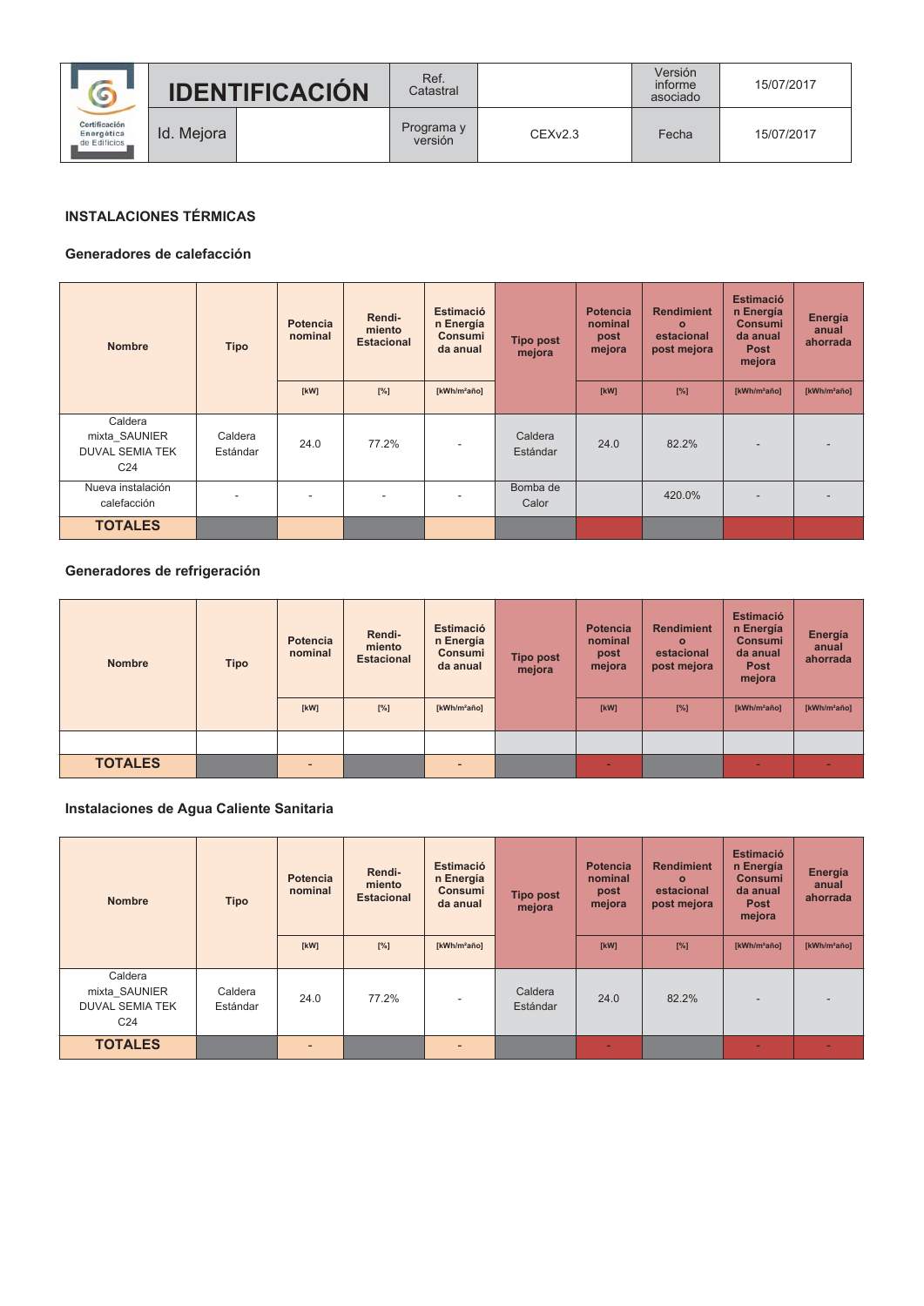| | IDENTIFICACIÓN | Ref. Catastral | | Versión informe asociado | 15/07/2017 |
|---|---|---|---|---|---|
| | Id. Mejora | Programa y versión | CEXv2.3 | Fecha | 15/07/2017 |

## INSTALACIONES TÉRMICAS

### Generadores de calefacción

| Nombre | Tipo | Potencia nominal | Rendi-miento Estacional | Estimación Energía Consumida anual | Tipo post mejora | Potencia nominal post mejora | Rendimiento estacional post mejora | Estimación Energía Consumida anual Post mejora | Energía anual ahorrada |
|---|---|---|---|---|---|---|---|---|---|
| | | [kW] | [%] | [kWh/m²año] | | [kW] | [%] | [kWh/m²año] | [kWh/m²año] |
| Caldera mixta_SAUNIER DUVAL SEMIA TEK C24 | Caldera Estándar | 24.0 | 77.2% | - | Caldera Estándar | 24.0 | 82.2% | - | - |
| Nueva instalación calefacción | - | - | - | - | Bomba de Calor | | 420.0% | - | - |
| TOTALES | | | | | | | | | |

### Generadores de refrigeración

| Nombre | Tipo | Potencia nominal | Rendi-miento Estacional | Estimación Energía Consumida anual | Tipo post mejora | Potencia nominal post mejora | Rendimiento estacional post mejora | Estimación Energía Consumida anual Post mejora | Energía anual ahorrada |
|---|---|---|---|---|---|---|---|---|---|
| | | [kW] | [%] | [kWh/m²año] | | [kW] | [%] | [kWh/m²año] | [kWh/m²año] |
| | | | | | | | | | |
| TOTALES | | - | | - | | - | | - | - |

### Instalaciones de Agua Caliente Sanitaria

| Nombre | Tipo | Potencia nominal | Rendi-miento Estacional | Estimación Energía Consumida anual | Tipo post mejora | Potencia nominal post mejora | Rendimiento estacional post mejora | Estimación Energía Consumida anual Post mejora | Energía anual ahorrada |
|---|---|---|---|---|---|---|---|---|---|
| | | [kW] | [%] | [kWh/m²año] | | [kW] | [%] | [kWh/m²año] | [kWh/m²año] |
| Caldera mixta_SAUNIER DUVAL SEMIA TEK C24 | Caldera Estándar | 24.0 | 77.2% | - | Caldera Estándar | 24.0 | 82.2% | - | - |
| TOTALES | | - | | - | | - | | - | - |